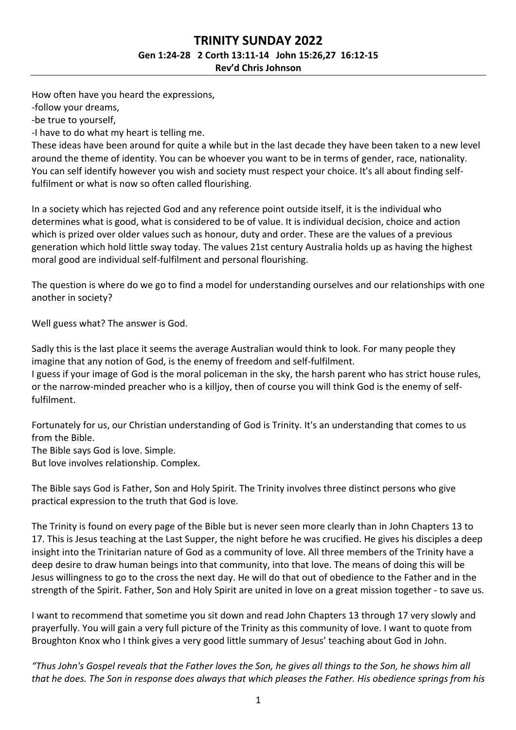# TRINITY SUNDAY 2022

**Gen 1:24-28 2 Corth 13:11-14 John 15:26,27 16:12-15**

**Rev'd Chris Johnson**

How often have you heard the expressions,
-follow your dreams,
-be true to yourself,
-I have to do what my heart is telling me.
These ideas have been around for quite a while but in the last decade they have been taken to a new level around the theme of identity. You can be whoever you want to be in terms of gender, race, nationality. You can self identify however you wish and society must respect your choice. It's all about finding self-fulfilment or what is now so often called flourishing.

In a society which has rejected God and any reference point outside itself, it is the individual who determines what is good, what is considered to be of value. It is individual decision, choice and action which is prized over older values such as honour, duty and order. These are the values of a previous generation which hold little sway today. The values 21st century Australia holds up as having the highest moral good are individual self-fulfilment and personal flourishing.

The question is where do we go to find a model for understanding ourselves and our relationships with one another in society?

Well guess what? The answer is God.

Sadly this is the last place it seems the average Australian would think to look. For many people they imagine that any notion of God, is the enemy of freedom and self-fulfilment.
I guess if your image of God is the moral policeman in the sky, the harsh parent who has strict house rules, or the narrow-minded preacher who is a killjoy, then of course you will think God is the enemy of self-fulfilment.

Fortunately for us, our Christian understanding of God is Trinity. It's an understanding that comes to us from the Bible.
The Bible says God is love. Simple.
But love involves relationship. Complex.

The Bible says God is Father, Son and Holy Spirit. The Trinity involves three distinct persons who give practical expression to the truth that God is love.

The Trinity is found on every page of the Bible but is never seen more clearly than in John Chapters 13 to 17. This is Jesus teaching at the Last Supper, the night before he was crucified. He gives his disciples a deep insight into the Trinitarian nature of God as a community of love. All three members of the Trinity have a deep desire to draw human beings into that community, into that love. The means of doing this will be Jesus willingness to go to the cross the next day. He will do that out of obedience to the Father and in the strength of the Spirit. Father, Son and Holy Spirit are united in love on a great mission together - to save us.

I want to recommend that sometime you sit down and read John Chapters 13 through 17 very slowly and prayerfully. You will gain a very full picture of the Trinity as this community of love. I want to quote from Broughton Knox who I think gives a very good little summary of Jesus' teaching about God in John.

*"Thus John's Gospel reveals that the Father loves the Son, he gives all things to the Son, he shows him all that he does. The Son in response does always that which pleases the Father. His obedience springs from his*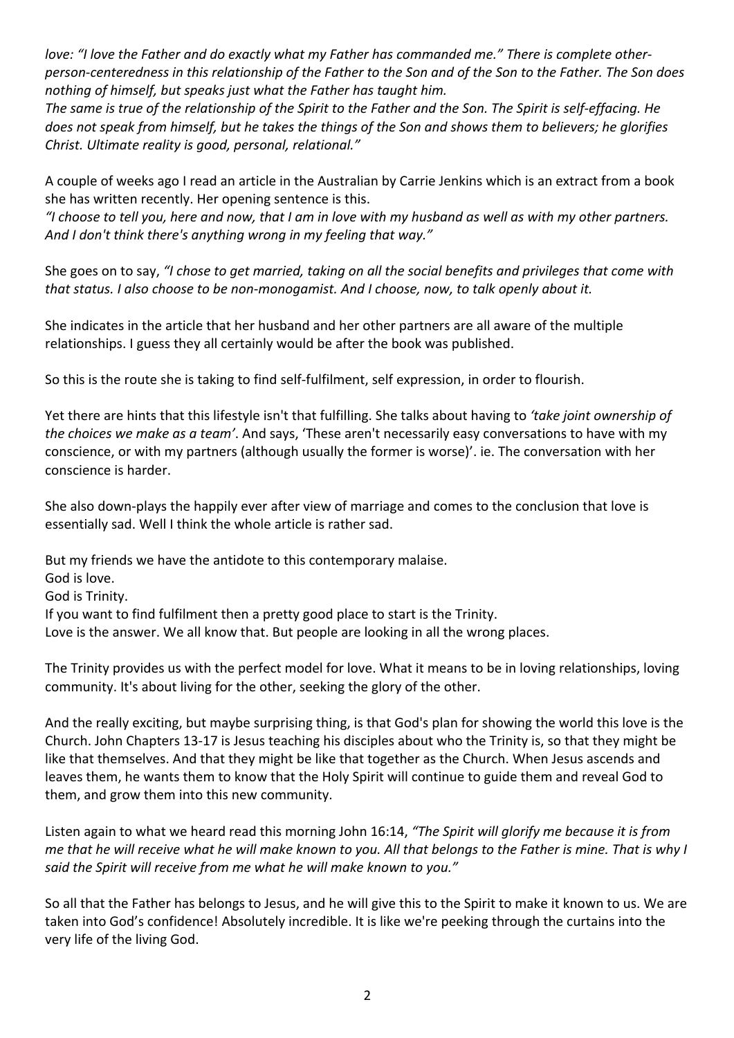*love: "I love the Father and do exactly what my Father has commanded me." There is complete other-person-centeredness in this relationship of the Father to the Son and of the Son to the Father. The Son does nothing of himself, but speaks just what the Father has taught him.*
*The same is true of the relationship of the Spirit to the Father and the Son. The Spirit is self-effacing. He does not speak from himself, but he takes the things of the Son and shows them to believers; he glorifies Christ. Ultimate reality is good, personal, relational."*

A couple of weeks ago I read an article in the Australian by Carrie Jenkins which is an extract from a book she has written recently. Her opening sentence is this.
*"I choose to tell you, here and now, that I am in love with my husband as well as with my other partners. And I don't think there's anything wrong in my feeling that way."*

She goes on to say, *"I chose to get married, taking on all the social benefits and privileges that come with that status. I also choose to be non-monogamist. And I choose, now, to talk openly about it.*

She indicates in the article that her husband and her other partners are all aware of the multiple relationships. I guess they all certainly would be after the book was published.

So this is the route she is taking to find self-fulfilment, self expression, in order to flourish.

Yet there are hints that this lifestyle isn't that fulfilling. She talks about having to *'take joint ownership of the choices we make as a team'*. And says, 'These aren't necessarily easy conversations to have with my conscience, or with my partners (although usually the former is worse)'. ie. The conversation with her conscience is harder.

She also down-plays the happily ever after view of marriage and comes to the conclusion that love is essentially sad. Well I think the whole article is rather sad.

But my friends we have the antidote to this contemporary malaise.
God is love.
God is Trinity.
If you want to find fulfilment then a pretty good place to start is the Trinity.
Love is the answer. We all know that. But people are looking in all the wrong places.

The Trinity provides us with the perfect model for love. What it means to be in loving relationships, loving community. It's about living for the other, seeking the glory of the other.

And the really exciting, but maybe surprising thing, is that God's plan for showing the world this love is the Church. John Chapters 13-17 is Jesus teaching his disciples about who the Trinity is, so that they might be like that themselves. And that they might be like that together as the Church. When Jesus ascends and leaves them, he wants them to know that the Holy Spirit will continue to guide them and reveal God to them, and grow them into this new community.

Listen again to what we heard read this morning John 16:14, *"The Spirit will glorify me because it is from me that he will receive what he will make known to you. All that belongs to the Father is mine. That is why I said the Spirit will receive from me what he will make known to you."*

So all that the Father has belongs to Jesus, and he will give this to the Spirit to make it known to us. We are taken into God's confidence! Absolutely incredible. It is like we're peeking through the curtains into the very life of the living God.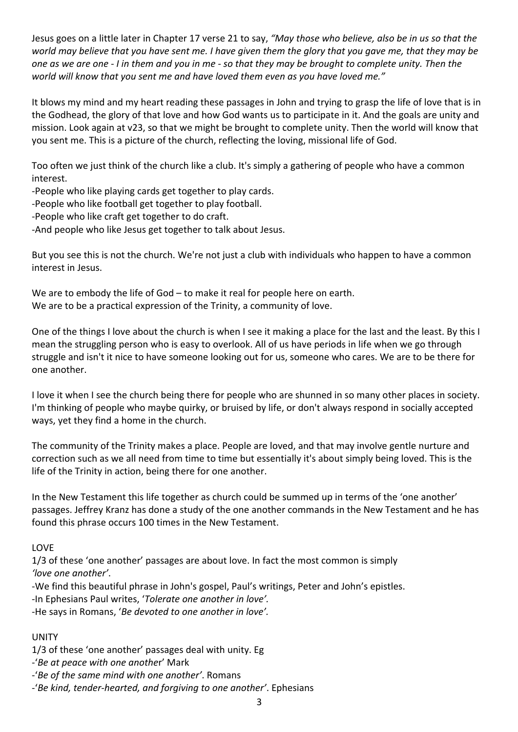Jesus goes on a little later in Chapter 17 verse 21 to say, *"May those who believe, also be in us so that the world may believe that you have sent me. I have given them the glory that you gave me, that they may be one as we are one - I in them and you in me - so that they may be brought to complete unity. Then the world will know that you sent me and have loved them even as you have loved me."*

It blows my mind and my heart reading these passages in John and trying to grasp the life of love that is in the Godhead, the glory of that love and how God wants us to participate in it. And the goals are unity and mission. Look again at v23, so that we might be brought to complete unity. Then the world will know that you sent me. This is a picture of the church, reflecting the loving, missional life of God.

Too often we just think of the church like a club. It's simply a gathering of people who have a common interest.
-People who like playing cards get together to play cards.
-People who like football get together to play football.
-People who like craft get together to do craft.
-And people who like Jesus get together to talk about Jesus.

But you see this is not the church. We're not just a club with individuals who happen to have a common interest in Jesus.

We are to embody the life of God – to make it real for people here on earth.
We are to be a practical expression of the Trinity, a community of love.

One of the things I love about the church is when I see it making a place for the last and the least. By this I mean the struggling person who is easy to overlook. All of us have periods in life when we go through struggle and isn't it nice to have someone looking out for us, someone who cares. We are to be there for one another.

I love it when I see the church being there for people who are shunned in so many other places in society. I'm thinking of people who maybe quirky, or bruised by life, or don't always respond in socially accepted ways, yet they find a home in the church.

The community of the Trinity makes a place. People are loved, and that may involve gentle nurture and correction such as we all need from time to time but essentially it's about simply being loved. This is the life of the Trinity in action, being there for one another.

In the New Testament this life together as church could be summed up in terms of the 'one another' passages. Jeffrey Kranz has done a study of the one another commands in the New Testament and he has found this phrase occurs 100 times in the New Testament.

LOVE
1/3 of these 'one another' passages are about love. In fact the most common is simply *'love one another'*.
-We find this beautiful phrase in John's gospel, Paul's writings, Peter and John's epistles.
-In Ephesians Paul writes, '*Tolerate one another in love'.*
-He says in Romans, '*Be devoted to one another in love'.*

UNITY
1/3 of these 'one another' passages deal with unity. Eg
-'*Be at peace with one another*' Mark
-'*Be of the same mind with one another'*. Romans
-'*Be kind, tender-hearted, and forgiving to one another'*. Ephesians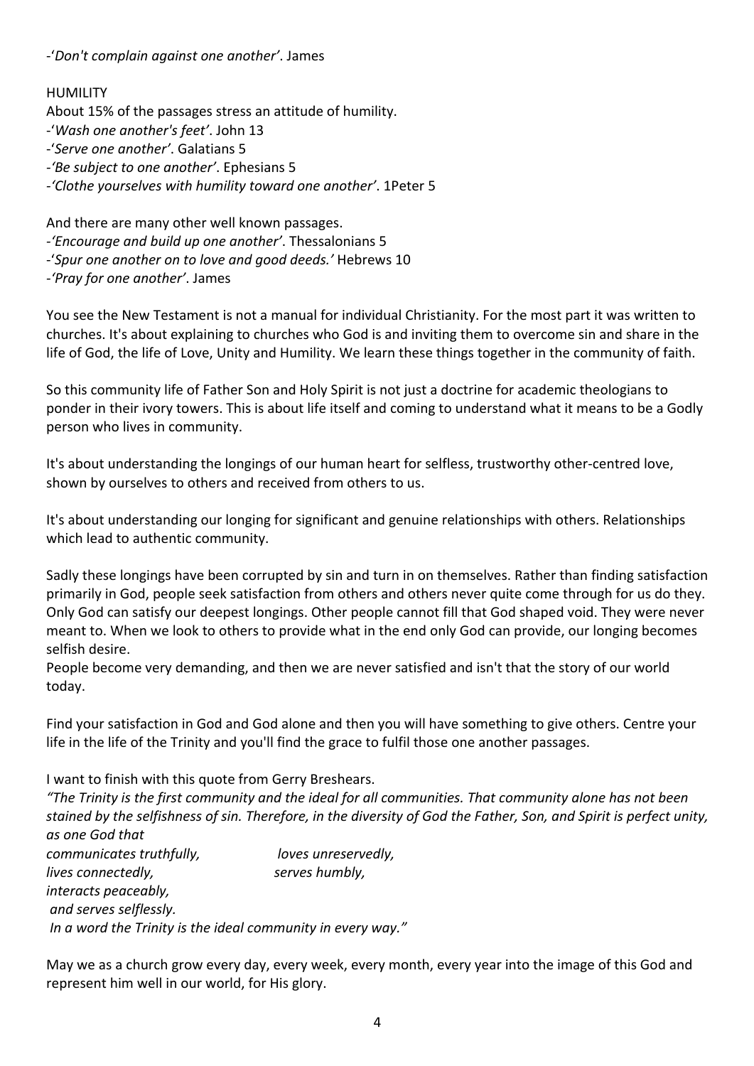-'*Don't complain against one another*'. James

HUMILITY

About 15% of the passages stress an attitude of humility.

-'*Wash one another's feet*'. John 13

-'*Serve one another*'. Galatians 5

-*'Be subject to one another'*. Ephesians 5

-*'Clothe yourselves with humility toward one another'*. 1Peter 5

And there are many other well known passages.

-*'Encourage and build up one another'*. Thessalonians 5

-'*Spur one another on to love and good deeds.'* Hebrews 10

-*'Pray for one another'*. James

You see the New Testament is not a manual for individual Christianity. For the most part it was written to churches. It's about explaining to churches who God is and inviting them to overcome sin and share in the life of God, the life of Love, Unity and Humility. We learn these things together in the community of faith.

So this community life of Father Son and Holy Spirit is not just a doctrine for academic theologians to ponder in their ivory towers. This is about life itself and coming to understand what it means to be a Godly person who lives in community.

It's about understanding the longings of our human heart for selfless, trustworthy other-centred love, shown by ourselves to others and received from others to us.

It's about understanding our longing for significant and genuine relationships with others. Relationships which lead to authentic community.

Sadly these longings have been corrupted by sin and turn in on themselves. Rather than finding satisfaction primarily in God, people seek satisfaction from others and others never quite come through for us do they. Only God can satisfy our deepest longings. Other people cannot fill that God shaped void. They were never meant to. When we look to others to provide what in the end only God can provide, our longing becomes selfish desire.

People become very demanding, and then we are never satisfied and isn't that the story of our world today.

Find your satisfaction in God and God alone and then you will have something to give others. Centre your life in the life of the Trinity and you'll find the grace to fulfil those one another passages.

I want to finish with this quote from Gerry Breshears.

*"The Trinity is the first community and the ideal for all communities. That community alone has not been stained by the selfishness of sin. Therefore, in the diversity of God the Father, Son, and Spirit is perfect unity, as one God that*

*communicates truthfully, loves unreservedly,*

*lives connectedly, serves humbly,*

*interacts peaceably,*

*and serves selflessly.*

*In a word the Trinity is the ideal community in every way."*

May we as a church grow every day, every week, every month, every year into the image of this God and represent him well in our world, for His glory.